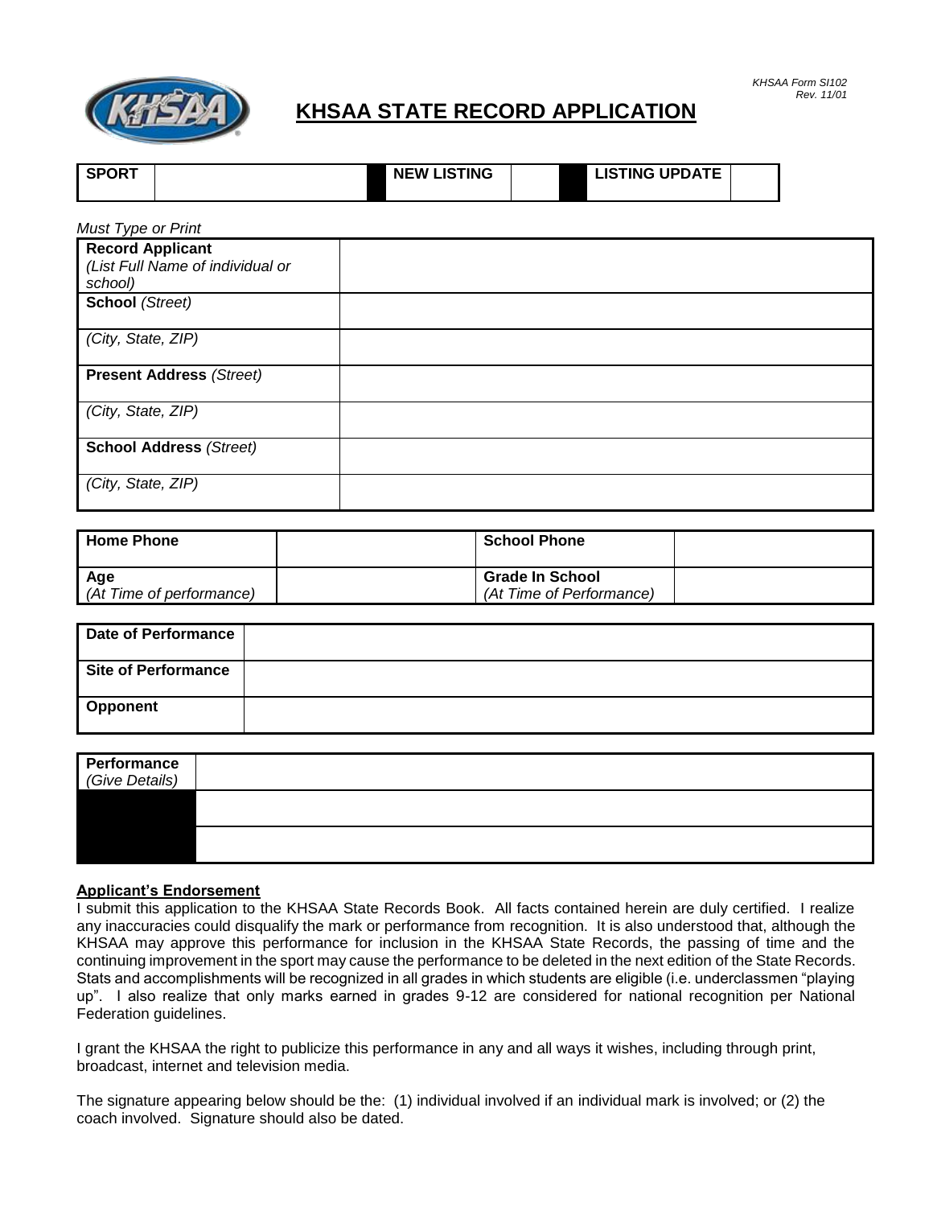KHSAA Form SI102
Rev. 11/01

# KHSAA STATE RECORD APPLICATION

| SPORT | | NEW LISTING | | LISTING UPDATE | |
|---|---|---|---|---|---|

*Must Type or Print*

| | |
|---|---|
| **Record Applicant** *(List Full Name of individual or school)* | |
| **School** *(Street)* | |
| *(City, State, ZIP)* | |
| **Present Address** *(Street)* | |
| *(City, State, ZIP)* | |
| **School Address** *(Street)* | |
| *(City, State, ZIP)* | |

| | | | |
|---|---|---|---|
| **Home Phone** | | **School Phone** | |
| **Age** *(At Time of performance)* | | **Grade In School** *(At Time of Performance)* | |

| | |
|---|---|
| **Date of Performance** | |
| **Site of Performance** | |
| **Opponent** | |

| | |
|---|---|
| **Performance** *(Give Details)* | |
| | |
| | |

**Applicant's Endorsement**

I submit this application to the KHSAA State Records Book. All facts contained herein are duly certified. I realize any inaccuracies could disqualify the mark or performance from recognition. It is also understood that, although the KHSAA may approve this performance for inclusion in the KHSAA State Records, the passing of time and the continuing improvement in the sport may cause the performance to be deleted in the next edition of the State Records. Stats and accomplishments will be recognized in all grades in which students are eligible (i.e. underclassmen "playing up". I also realize that only marks earned in grades 9-12 are considered for national recognition per National Federation guidelines.

I grant the KHSAA the right to publicize this performance in any and all ways it wishes, including through print, broadcast, internet and television media.

The signature appearing below should be the: (1) individual involved if an individual mark is involved; or (2) the coach involved. Signature should also be dated.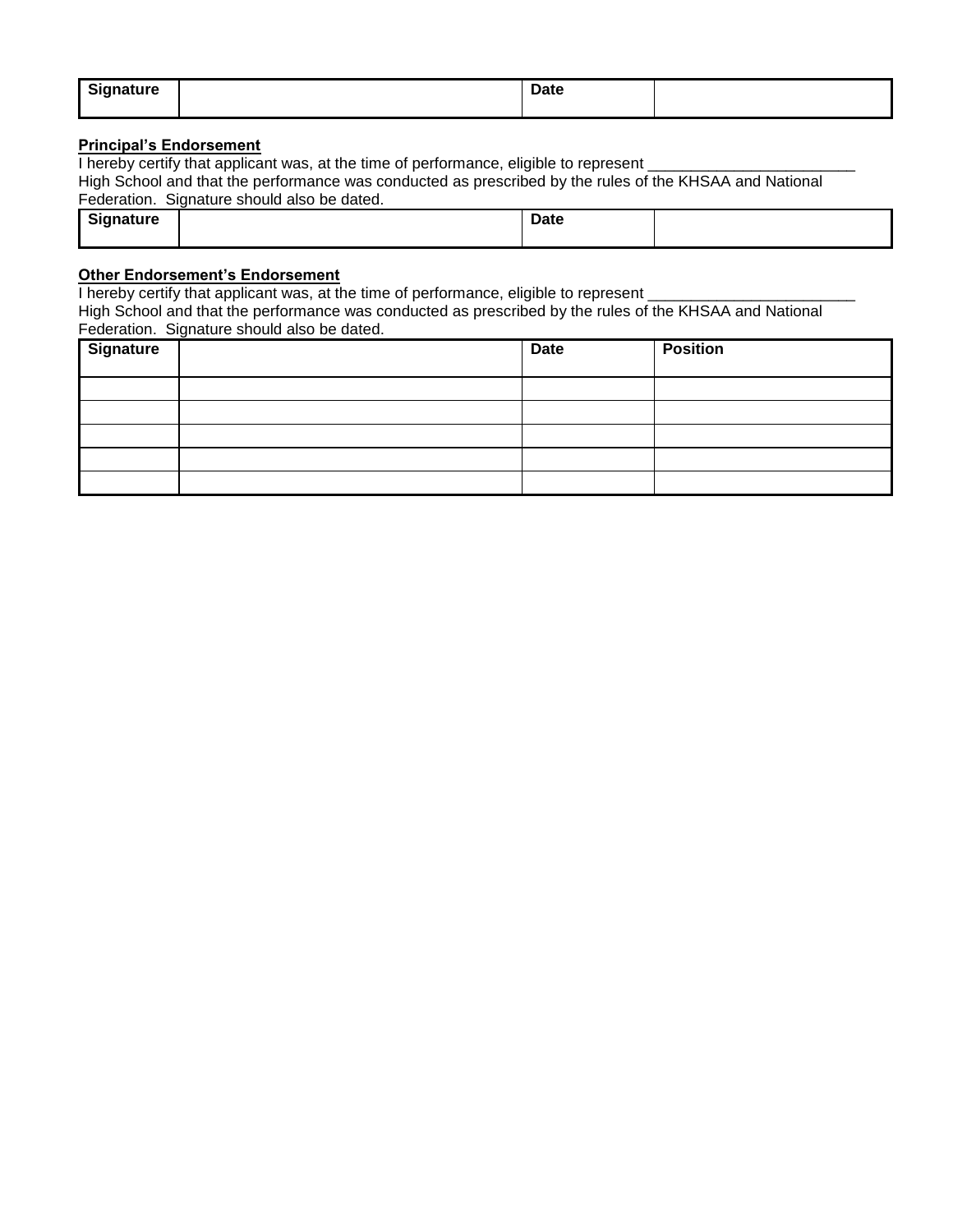| Signature | | Date | |
|---|---|---|---|

**Principal's Endorsement**

I hereby certify that applicant was, at the time of performance, eligible to represent ________________________ High School and that the performance was conducted as prescribed by the rules of the KHSAA and National Federation. Signature should also be dated.

| Signature | | Date | |
|---|---|---|---|

**Other Endorsement's Endorsement**

I hereby certify that applicant was, at the time of performance, eligible to represent ________________________ High School and that the performance was conducted as prescribed by the rules of the KHSAA and National Federation. Signature should also be dated.

| Signature | | Date | Position |
|---|---|---|---|
| | | | |
| | | | |
| | | | |
| | | | |
| | | | |